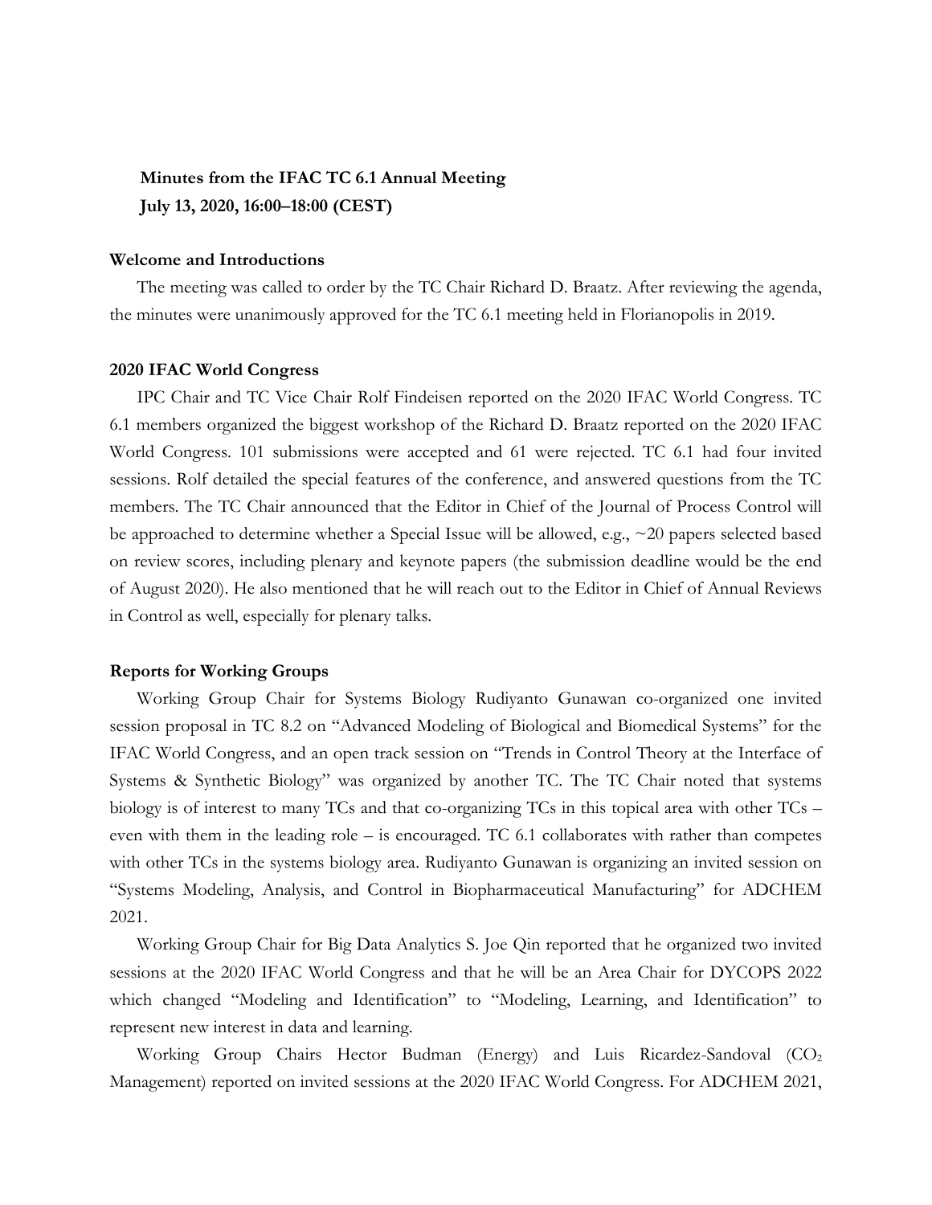**Minutes from the IFAC TC 6.1 Annual Meeting**
**July 13, 2020, 16:00–18:00 (CEST)**

## Welcome and Introductions

The meeting was called to order by the TC Chair Richard D. Braatz. After reviewing the agenda, the minutes were unanimously approved for the TC 6.1 meeting held in Florianopolis in 2019.

## 2020 IFAC World Congress

IPC Chair and TC Vice Chair Rolf Findeisen reported on the 2020 IFAC World Congress. TC 6.1 members organized the biggest workshop of the Richard D. Braatz reported on the 2020 IFAC World Congress. 101 submissions were accepted and 61 were rejected. TC 6.1 had four invited sessions. Rolf detailed the special features of the conference, and answered questions from the TC members. The TC Chair announced that the Editor in Chief of the Journal of Process Control will be approached to determine whether a Special Issue will be allowed, e.g., ~20 papers selected based on review scores, including plenary and keynote papers (the submission deadline would be the end of August 2020). He also mentioned that he will reach out to the Editor in Chief of Annual Reviews in Control as well, especially for plenary talks.

## Reports for Working Groups

Working Group Chair for Systems Biology Rudiyanto Gunawan co-organized one invited session proposal in TC 8.2 on "Advanced Modeling of Biological and Biomedical Systems" for the IFAC World Congress, and an open track session on "Trends in Control Theory at the Interface of Systems & Synthetic Biology" was organized by another TC. The TC Chair noted that systems biology is of interest to many TCs and that co-organizing TCs in this topical area with other TCs – even with them in the leading role – is encouraged. TC 6.1 collaborates with rather than competes with other TCs in the systems biology area. Rudiyanto Gunawan is organizing an invited session on "Systems Modeling, Analysis, and Control in Biopharmaceutical Manufacturing" for ADCHEM 2021.

Working Group Chair for Big Data Analytics S. Joe Qin reported that he organized two invited sessions at the 2020 IFAC World Congress and that he will be an Area Chair for DYCOPS 2022 which changed "Modeling and Identification" to "Modeling, Learning, and Identification" to represent new interest in data and learning.

Working Group Chairs Hector Budman (Energy) and Luis Ricardez-Sandoval ($CO_2$ Management) reported on invited sessions at the 2020 IFAC World Congress. For ADCHEM 2021,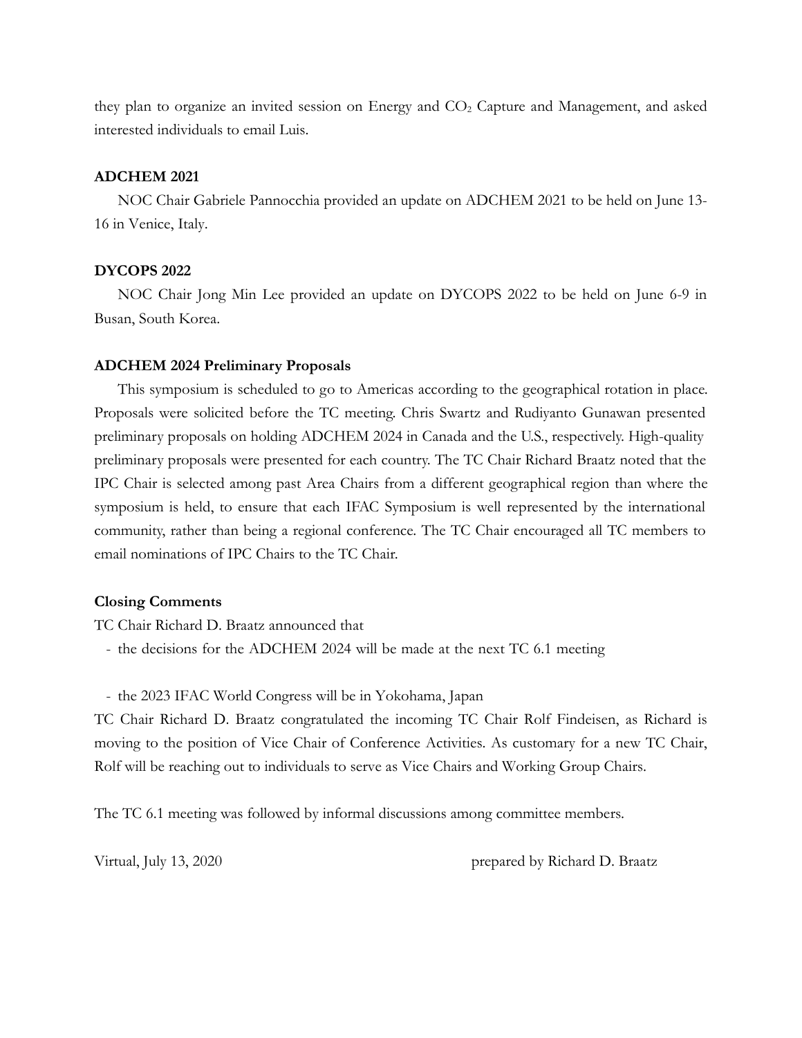they plan to organize an invited session on Energy and $CO_2$ Capture and Management, and asked interested individuals to email Luis.

**ADCHEM 2021**

NOC Chair Gabriele Pannocchia provided an update on ADCHEM 2021 to be held on June 13-16 in Venice, Italy.

**DYCOPS 2022**

NOC Chair Jong Min Lee provided an update on DYCOPS 2022 to be held on June 6-9 in Busan, South Korea.

**ADCHEM 2024 Preliminary Proposals**

This symposium is scheduled to go to Americas according to the geographical rotation in place. Proposals were solicited before the TC meeting. Chris Swartz and Rudiyanto Gunawan presented preliminary proposals on holding ADCHEM 2024 in Canada and the U.S., respectively. High-quality preliminary proposals were presented for each country. The TC Chair Richard Braatz noted that the IPC Chair is selected among past Area Chairs from a different geographical region than where the symposium is held, to ensure that each IFAC Symposium is well represented by the international community, rather than being a regional conference. The TC Chair encouraged all TC members to email nominations of IPC Chairs to the TC Chair.

**Closing Comments**

TC Chair Richard D. Braatz announced that

- the decisions for the ADCHEM 2024 will be made at the next TC 6.1 meeting

- the 2023 IFAC World Congress will be in Yokohama, Japan

TC Chair Richard D. Braatz congratulated the incoming TC Chair Rolf Findeisen, as Richard is moving to the position of Vice Chair of Conference Activities. As customary for a new TC Chair, Rolf will be reaching out to individuals to serve as Vice Chairs and Working Group Chairs.

The TC 6.1 meeting was followed by informal discussions among committee members.

Virtual, July 13, 2020 prepared by Richard D. Braatz